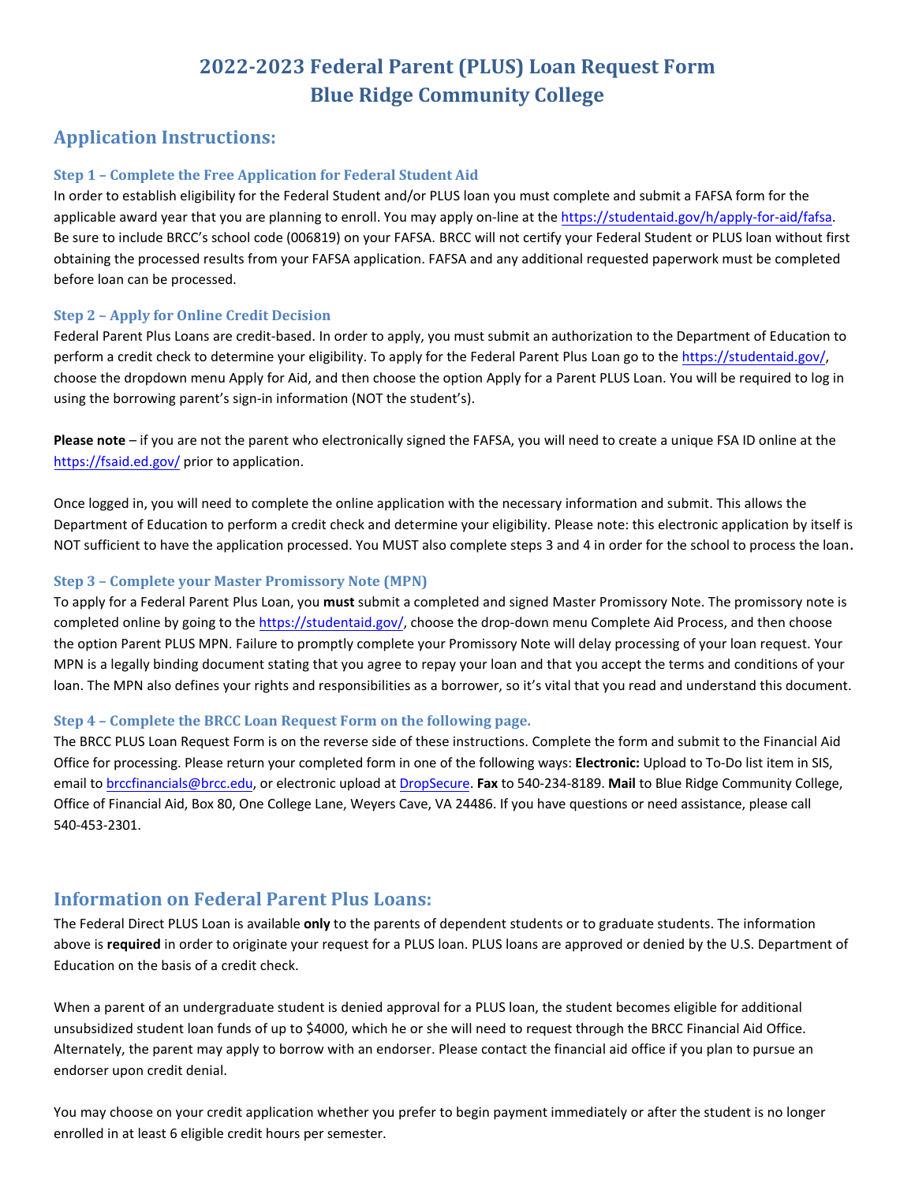# 2022-2023 Federal Parent (PLUS) Loan Request Form
# Blue Ridge Community College

## Application Instructions:

### Step 1 – Complete the Free Application for Federal Student Aid

In order to establish eligibility for the Federal Student and/or PLUS loan you must complete and submit a FAFSA form for the applicable award year that you are planning to enroll. You may apply on-line at the https://studentaid.gov/h/apply-for-aid/fafsa. Be sure to include BRCC's school code (006819) on your FAFSA. BRCC will not certify your Federal Student or PLUS loan without first obtaining the processed results from your FAFSA application. FAFSA and any additional requested paperwork must be completed before loan can be processed.

### Step 2 – Apply for Online Credit Decision

Federal Parent Plus Loans are credit-based. In order to apply, you must submit an authorization to the Department of Education to perform a credit check to determine your eligibility. To apply for the Federal Parent Plus Loan go to the https://studentaid.gov/, choose the dropdown menu Apply for Aid, and then choose the option Apply for a Parent PLUS Loan. You will be required to log in using the borrowing parent's sign-in information (NOT the student's).

**Please note** – if you are not the parent who electronically signed the FAFSA, you will need to create a unique FSA ID online at the https://fsaid.ed.gov/ prior to application.

Once logged in, you will need to complete the online application with the necessary information and submit. This allows the Department of Education to perform a credit check and determine your eligibility. Please note: this electronic application by itself is NOT sufficient to have the application processed. You MUST also complete steps 3 and 4 in order for the school to process the loan.

### Step 3 – Complete your Master Promissory Note (MPN)

To apply for a Federal Parent Plus Loan, you **must** submit a completed and signed Master Promissory Note. The promissory note is completed online by going to the https://studentaid.gov/, choose the drop-down menu Complete Aid Process, and then choose the option Parent PLUS MPN. Failure to promptly complete your Promissory Note will delay processing of your loan request. Your MPN is a legally binding document stating that you agree to repay your loan and that you accept the terms and conditions of your loan. The MPN also defines your rights and responsibilities as a borrower, so it's vital that you read and understand this document.

### Step 4 – Complete the BRCC Loan Request Form on the following page.

The BRCC PLUS Loan Request Form is on the reverse side of these instructions. Complete the form and submit to the Financial Aid Office for processing. Please return your completed form in one of the following ways: **Electronic:** Upload to To-Do list item in SIS, email to brccfinancials@brcc.edu, or electronic upload at DropSecure. **Fax** to 540-234-8189. **Mail** to Blue Ridge Community College, Office of Financial Aid, Box 80, One College Lane, Weyers Cave, VA 24486. If you have questions or need assistance, please call 540-453-2301.

## Information on Federal Parent Plus Loans:

The Federal Direct PLUS Loan is available **only** to the parents of dependent students or to graduate students. The information above is **required** in order to originate your request for a PLUS loan. PLUS loans are approved or denied by the U.S. Department of Education on the basis of a credit check.

When a parent of an undergraduate student is denied approval for a PLUS loan, the student becomes eligible for additional unsubsidized student loan funds of up to $4000, which he or she will need to request through the BRCC Financial Aid Office. Alternately, the parent may apply to borrow with an endorser. Please contact the financial aid office if you plan to pursue an endorser upon credit denial.

You may choose on your credit application whether you prefer to begin payment immediately or after the student is no longer enrolled in at least 6 eligible credit hours per semester.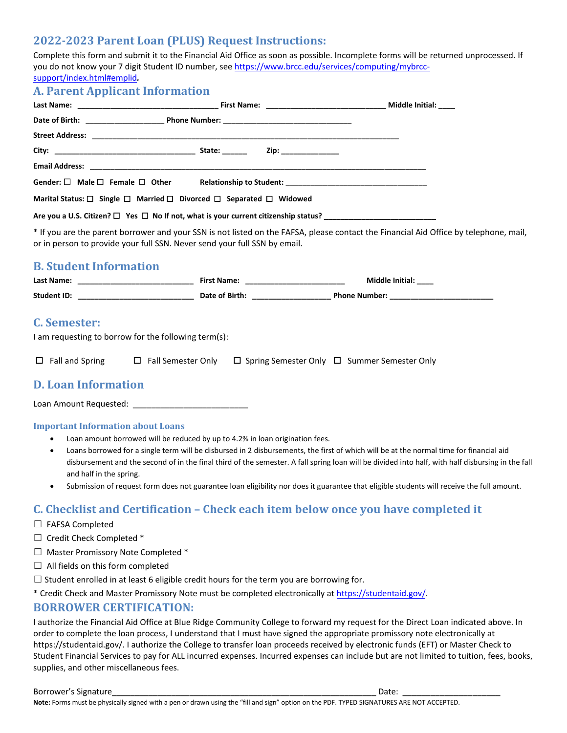## 2022-2023 Parent Loan (PLUS) Request Instructions:

Complete this form and submit it to the Financial Aid Office as soon as possible. Incomplete forms will be returned unprocessed. If you do not know your 7 digit Student ID number, see [https://www.brcc.edu/services/computing/mybrcc-support/index.html#emplid](https://www.brcc.edu/services/computing/mybrcc-support/index.html#emplid).

## A. Parent Applicant Information

**Last Name:** ______________________________ **First Name:** __________________________ **Middle Initial:** ____

**Date of Birth:** _________________ **Phone Number:** ____________________________

**Street Address:** ____________________________________________________________________

**City:** ______________________________ **State:** ______ **Zip:** _____________

**Email Address:** ______________________________________________________________________

**Gender:** ☐ **Male** ☐ **Female** ☐ **Other** **Relationship to Student:** _______________________________

**Marital Status:** ☐ **Single** ☐ **Married** ☐ **Divorced** ☐ **Separated** ☐ **Widowed**

**Are you a U.S. Citizen?** ☐ **Yes** ☐ **No If not, what is your current citizenship status?** ________________________

* If you are the parent borrower and your SSN is not listed on the FAFSA, please contact the Financial Aid Office by telephone, mail, or in person to provide your full SSN. Never send your full SSN by email.

## B. Student Information

**Last Name:** _________________________ **First Name:** ______________________ **Middle Initial:** ____

**Student ID:** _________________________ **Date of Birth:** _________________ **Phone Number:** _______________________

## C. Semester:

I am requesting to borrow for the following term(s):

☐ Fall and Spring ☐ Fall Semester Only ☐ Spring Semester Only ☐ Summer Semester Only

## D. Loan Information

Loan Amount Requested: _______________________

### Important Information about Loans

- Loan amount borrowed will be reduced by up to 4.2% in loan origination fees.
- Loans borrowed for a single term will be disbursed in 2 disbursements, the first of which will be at the normal time for financial aid disbursement and the second of in the final third of the semester. A fall spring loan will be divided into half, with half disbursing in the fall and half in the spring.
- Submission of request form does not guarantee loan eligibility nor does it guarantee that eligible students will receive the full amount.

## C. Checklist and Certification – Check each item below once you have completed it

☐ FAFSA Completed

☐ Credit Check Completed *

☐ Master Promissory Note Completed *

☐ All fields on this form completed

☐ Student enrolled in at least 6 eligible credit hours for the term you are borrowing for.

* Credit Check and Master Promissory Note must be completed electronically at [https://studentaid.gov/](https://studentaid.gov/).

## BORROWER CERTIFICATION:

I authorize the Financial Aid Office at Blue Ridge Community College to forward my request for the Direct Loan indicated above. In order to complete the loan process, I understand that I must have signed the appropriate promissory note electronically at https://studentaid.gov/. I authorize the College to transfer loan proceeds received by electronic funds (EFT) or Master Check to Student Financial Services to pay for ALL incurred expenses. Incurred expenses can include but are not limited to tuition, fees, books, supplies, and other miscellaneous fees.

Borrower's Signature_______________________________________________________ Date: ____________________

**Note:** Forms must be physically signed with a pen or drawn using the "fill and sign" option on the PDF. TYPED SIGNATURES ARE NOT ACCEPTED.